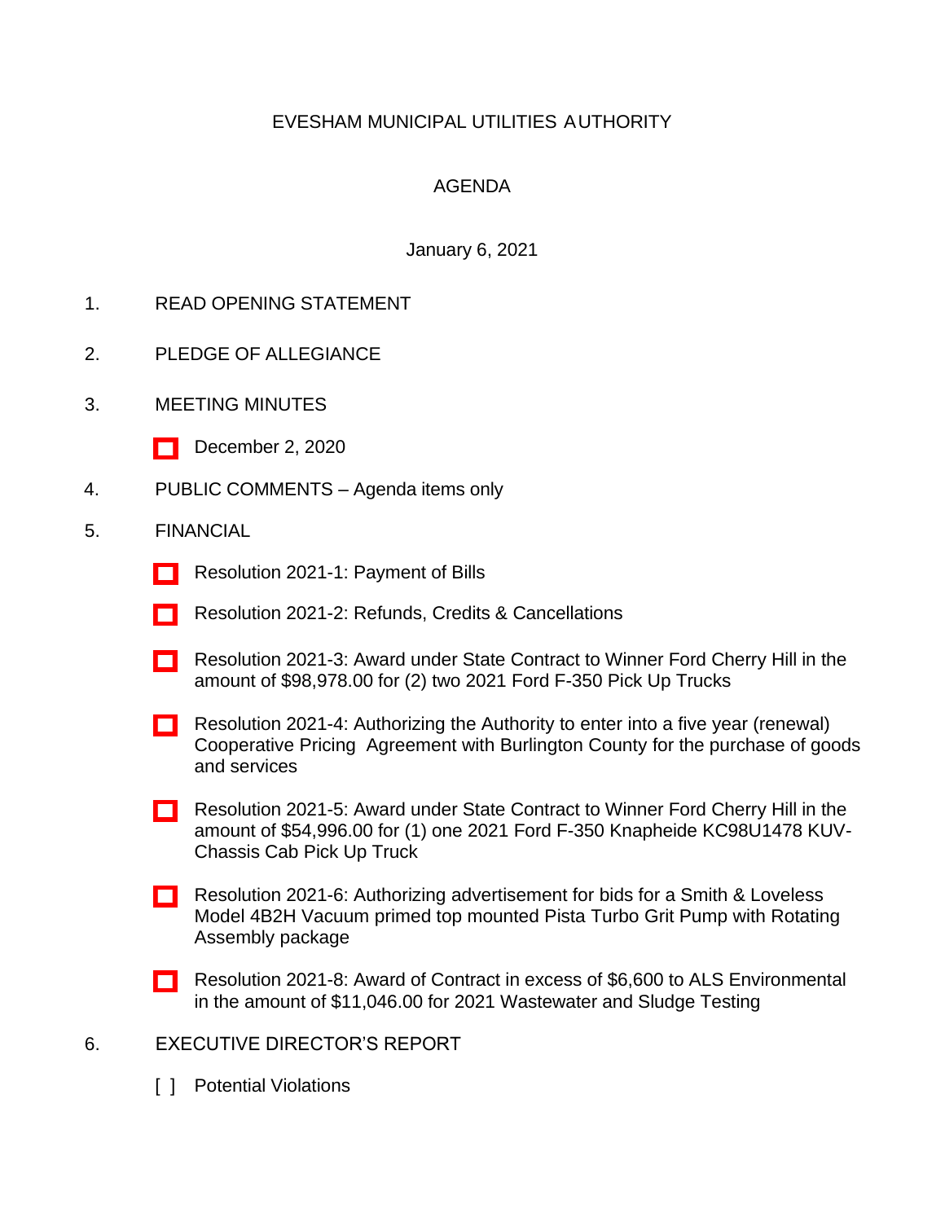EVESHAM MUNICIPAL UTILITIES AUTHORITY

AGENDA

January 6, 2021

1. READ OPENING STATEMENT

2. PLEDGE OF ALLEGIANCE

3. MEETING MINUTES

   [ ] December 2, 2020

4. PUBLIC COMMENTS – Agenda items only

5. FINANCIAL

   [ ] Resolution 2021-1: Payment of Bills

   [ ] Resolution 2021-2: Refunds, Credits & Cancellations

   [ ] Resolution 2021-3: Award under State Contract to Winner Ford Cherry Hill in the amount of $98,978.00 for (2) two 2021 Ford F-350 Pick Up Trucks

   [ ] Resolution 2021-4: Authorizing the Authority to enter into a five year (renewal) Cooperative Pricing Agreement with Burlington County for the purchase of goods and services

   [ ] Resolution 2021-5: Award under State Contract to Winner Ford Cherry Hill in the amount of $54,996.00 for (1) one 2021 Ford F-350 Knapheide KC98U1478 KUV-Chassis Cab Pick Up Truck

   [ ] Resolution 2021-6: Authorizing advertisement for bids for a Smith & Loveless Model 4B2H Vacuum primed top mounted Pista Turbo Grit Pump with Rotating Assembly package

   [ ] Resolution 2021-8: Award of Contract in excess of $6,600 to ALS Environmental in the amount of $11,046.00 for 2021 Wastewater and Sludge Testing

6. EXECUTIVE DIRECTOR'S REPORT

   [ ] Potential Violations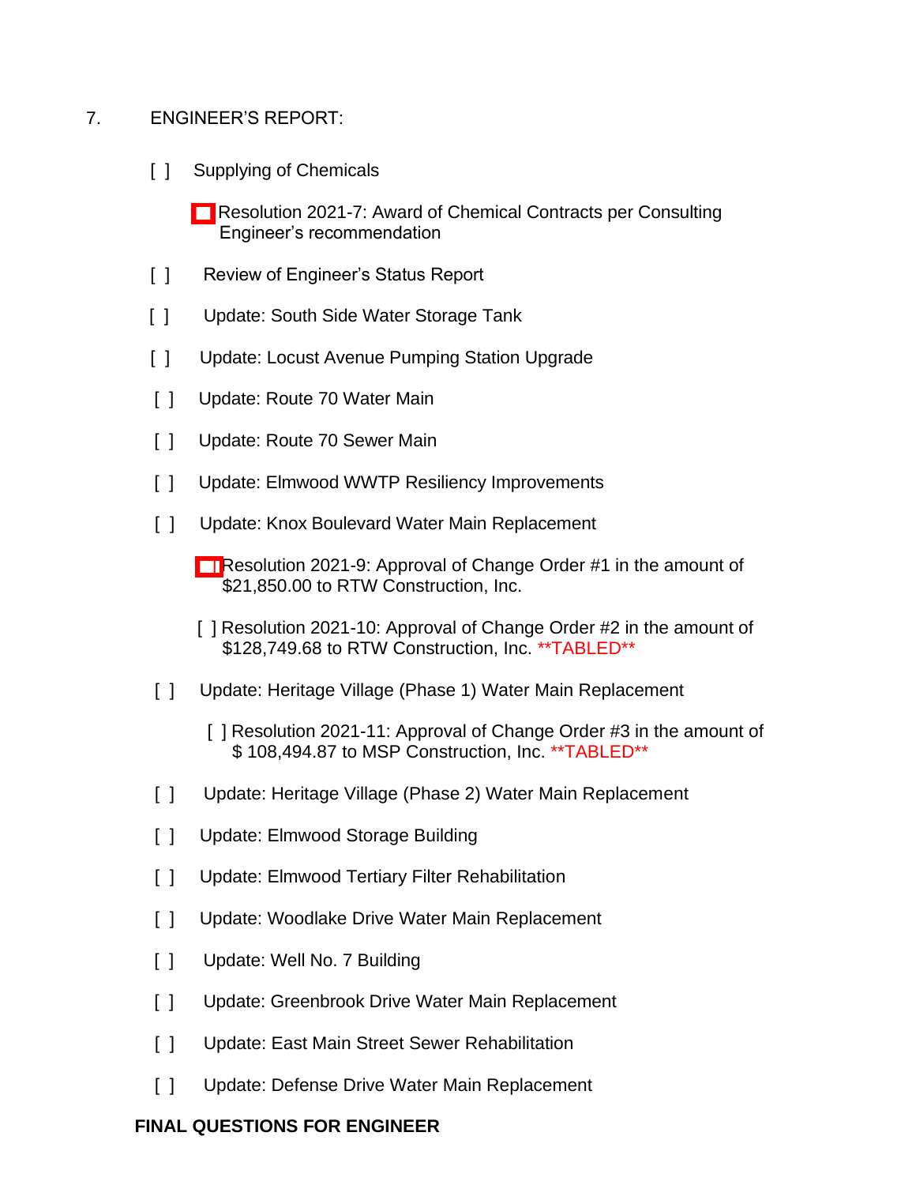7. ENGINEER'S REPORT:

[ ] Supplying of Chemicals

[ ] Resolution 2021-7: Award of Chemical Contracts per Consulting Engineer's recommendation

[ ] Review of Engineer's Status Report

[ ] Update: South Side Water Storage Tank

[ ] Update: Locust Avenue Pumping Station Upgrade

[ ] Update: Route 70 Water Main

[ ] Update: Route 70 Sewer Main

[ ] Update: Elmwood WWTP Resiliency Improvements

[ ] Update: Knox Boulevard Water Main Replacement

[ ] Resolution 2021-9: Approval of Change Order #1 in the amount of $21,850.00 to RTW Construction, Inc.

[ ] Resolution 2021-10: Approval of Change Order #2 in the amount of $128,749.68 to RTW Construction, Inc. **TABLED**

[ ] Update: Heritage Village (Phase 1) Water Main Replacement

[ ] Resolution 2021-11: Approval of Change Order #3 in the amount of $ 108,494.87 to MSP Construction, Inc. **TABLED**

[ ] Update: Heritage Village (Phase 2) Water Main Replacement

[ ] Update: Elmwood Storage Building

[ ] Update: Elmwood Tertiary Filter Rehabilitation

[ ] Update: Woodlake Drive Water Main Replacement

[ ] Update: Well No. 7 Building

[ ] Update: Greenbrook Drive Water Main Replacement

[ ] Update: East Main Street Sewer Rehabilitation

[ ] Update: Defense Drive Water Main Replacement

**FINAL QUESTIONS FOR ENGINEER**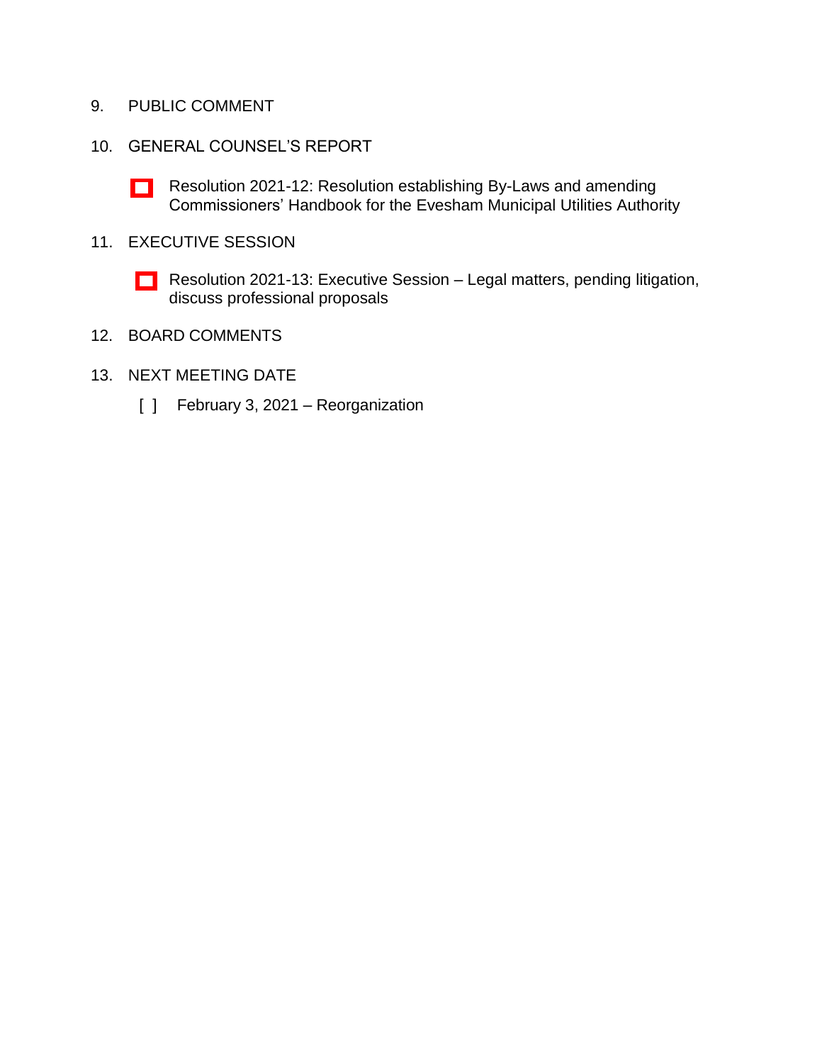9. PUBLIC COMMENT

10. GENERAL COUNSEL'S REPORT

    - [ ] Resolution 2021-12: Resolution establishing By-Laws and amending Commissioners' Handbook for the Evesham Municipal Utilities Authority

11. EXECUTIVE SESSION

    - [ ] Resolution 2021-13: Executive Session – Legal matters, pending litigation, discuss professional proposals

12. BOARD COMMENTS

13. NEXT MEETING DATE

    [ ] February 3, 2021 – Reorganization